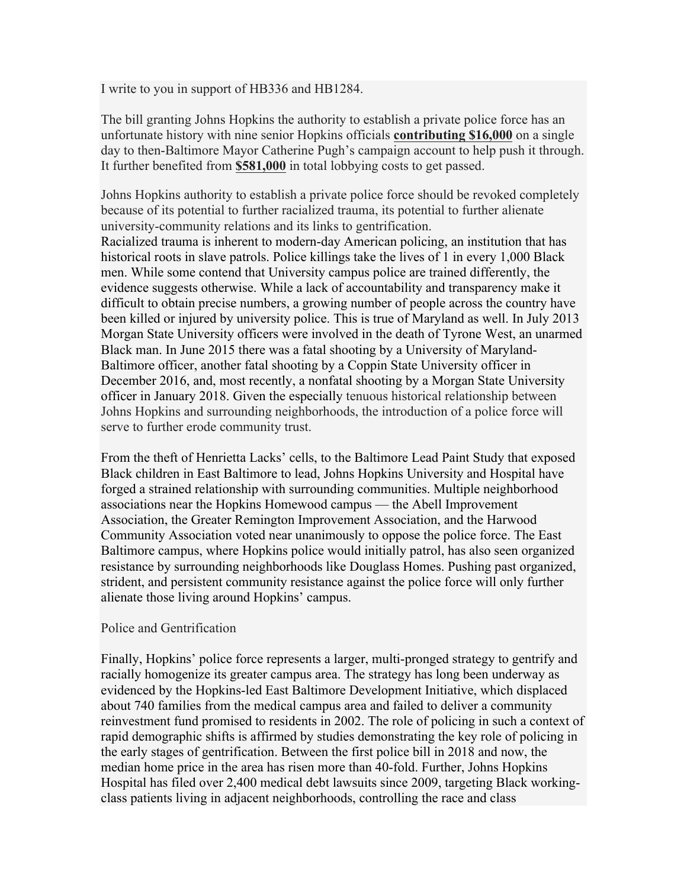I write to you in support of HB336 and HB1284.

The bill granting Johns Hopkins the authority to establish a private police force has an unfortunate history with nine senior Hopkins officials **contributing $16,000** on a single day to then-Baltimore Mayor Catherine Pugh's campaign account to help push it through. It further benefited from **$581,000** in total lobbying costs to get passed.

Johns Hopkins authority to establish a private police force should be revoked completely because of its potential to further racialized trauma, its potential to further alienate university-community relations and its links to gentrification.
Racialized trauma is inherent to modern-day American policing, an institution that has historical roots in slave patrols. Police killings take the lives of 1 in every 1,000 Black men. While some contend that University campus police are trained differently, the evidence suggests otherwise. While a lack of accountability and transparency make it difficult to obtain precise numbers, a growing number of people across the country have been killed or injured by university police. This is true of Maryland as well. In July 2013 Morgan State University officers were involved in the death of Tyrone West, an unarmed Black man. In June 2015 there was a fatal shooting by a University of Maryland-Baltimore officer, another fatal shooting by a Coppin State University officer in December 2016, and, most recently, a nonfatal shooting by a Morgan State University officer in January 2018. Given the especially tenuous historical relationship between Johns Hopkins and surrounding neighborhoods, the introduction of a police force will serve to further erode community trust.

From the theft of Henrietta Lacks' cells, to the Baltimore Lead Paint Study that exposed Black children in East Baltimore to lead, Johns Hopkins University and Hospital have forged a strained relationship with surrounding communities. Multiple neighborhood associations near the Hopkins Homewood campus — the Abell Improvement Association, the Greater Remington Improvement Association, and the Harwood Community Association voted near unanimously to oppose the police force. The East Baltimore campus, where Hopkins police would initially patrol, has also seen organized resistance by surrounding neighborhoods like Douglass Homes. Pushing past organized, strident, and persistent community resistance against the police force will only further alienate those living around Hopkins' campus.

Police and Gentrification

Finally, Hopkins' police force represents a larger, multi-pronged strategy to gentrify and racially homogenize its greater campus area. The strategy has long been underway as evidenced by the Hopkins-led East Baltimore Development Initiative, which displaced about 740 families from the medical campus area and failed to deliver a community reinvestment fund promised to residents in 2002. The role of policing in such a context of rapid demographic shifts is affirmed by studies demonstrating the key role of policing in the early stages of gentrification. Between the first police bill in 2018 and now, the median home price in the area has risen more than 40-fold. Further, Johns Hopkins Hospital has filed over 2,400 medical debt lawsuits since 2009, targeting Black working-class patients living in adjacent neighborhoods, controlling the race and class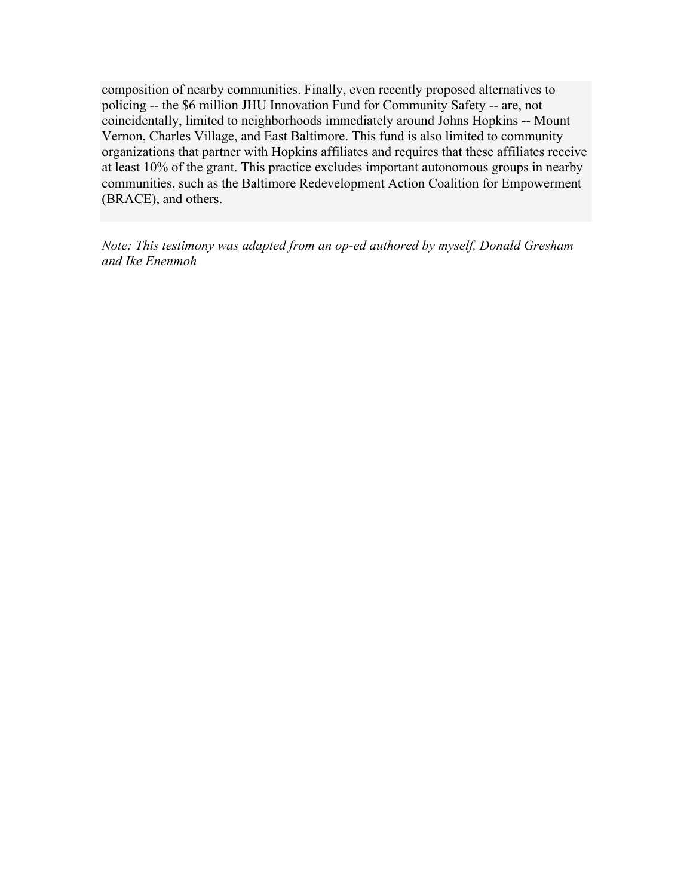composition of nearby communities. Finally, even recently proposed alternatives to policing -- the $6 million JHU Innovation Fund for Community Safety -- are, not coincidentally, limited to neighborhoods immediately around Johns Hopkins -- Mount Vernon, Charles Village, and East Baltimore. This fund is also limited to community organizations that partner with Hopkins affiliates and requires that these affiliates receive at least 10% of the grant. This practice excludes important autonomous groups in nearby communities, such as the Baltimore Redevelopment Action Coalition for Empowerment (BRACE), and others.

*Note: This testimony was adapted from an op-ed authored by myself, Donald Gresham and Ike Enenmoh*